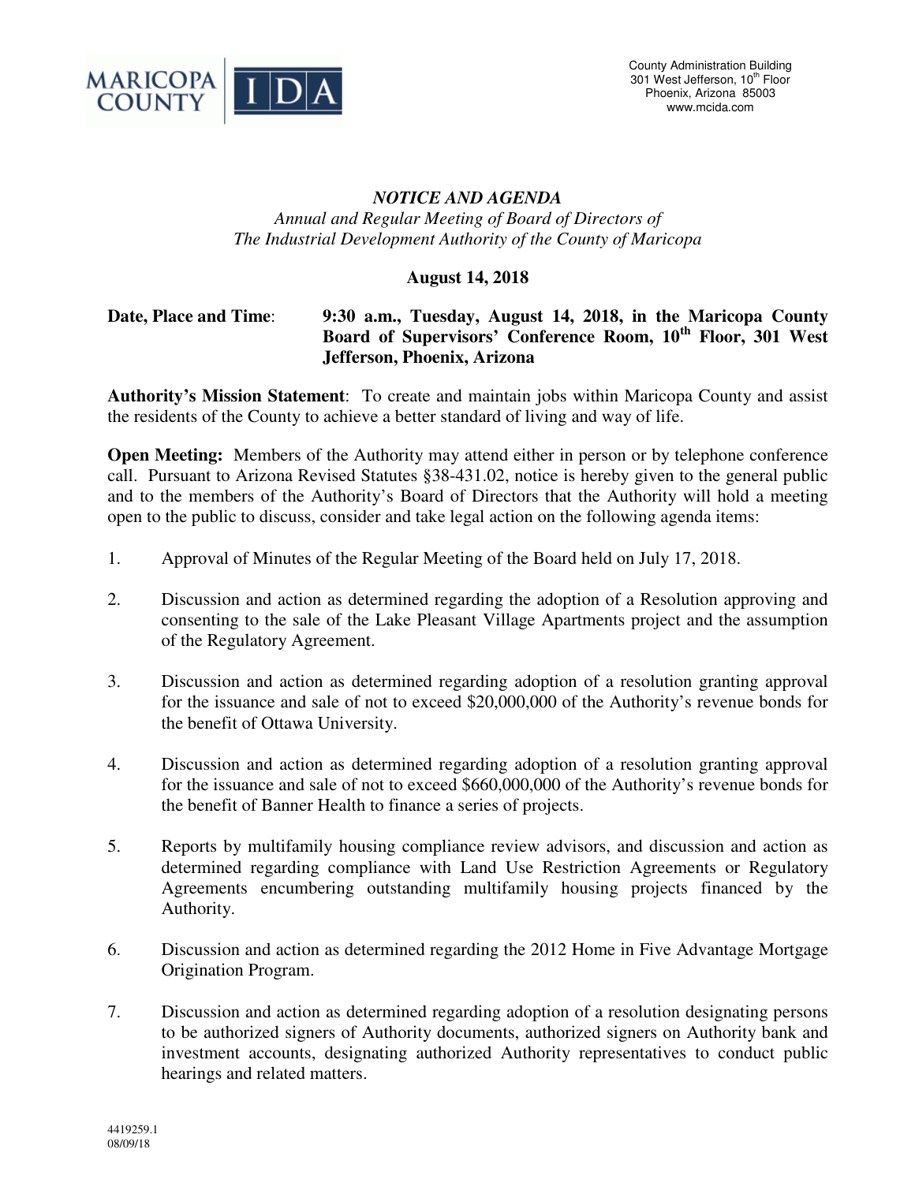County Administration Building
301 West Jefferson, 10th Floor
Phoenix, Arizona 85003
www.mcida.com

# *NOTICE AND AGENDA*

*Annual and Regular Meeting of Board of Directors of*
*The Industrial Development Authority of the County of Maricopa*

**August 14, 2018**

**Date, Place and Time**: **9:30 a.m., Tuesday, August 14, 2018, in the Maricopa County Board of Supervisors' Conference Room, 10th Floor, 301 West Jefferson, Phoenix, Arizona**

**Authority's Mission Statement**: To create and maintain jobs within Maricopa County and assist the residents of the County to achieve a better standard of living and way of life.

**Open Meeting:** Members of the Authority may attend either in person or by telephone conference call. Pursuant to Arizona Revised Statutes §38-431.02, notice is hereby given to the general public and to the members of the Authority's Board of Directors that the Authority will hold a meeting open to the public to discuss, consider and take legal action on the following agenda items:

1. Approval of Minutes of the Regular Meeting of the Board held on July 17, 2018.

2. Discussion and action as determined regarding the adoption of a Resolution approving and consenting to the sale of the Lake Pleasant Village Apartments project and the assumption of the Regulatory Agreement.

3. Discussion and action as determined regarding adoption of a resolution granting approval for the issuance and sale of not to exceed $20,000,000 of the Authority's revenue bonds for the benefit of Ottawa University.

4. Discussion and action as determined regarding adoption of a resolution granting approval for the issuance and sale of not to exceed $660,000,000 of the Authority's revenue bonds for the benefit of Banner Health to finance a series of projects.

5. Reports by multifamily housing compliance review advisors, and discussion and action as determined regarding compliance with Land Use Restriction Agreements or Regulatory Agreements encumbering outstanding multifamily housing projects financed by the Authority.

6. Discussion and action as determined regarding the 2012 Home in Five Advantage Mortgage Origination Program.

7. Discussion and action as determined regarding adoption of a resolution designating persons to be authorized signers of Authority documents, authorized signers on Authority bank and investment accounts, designating authorized Authority representatives to conduct public hearings and related matters.

4419259.1
08/09/18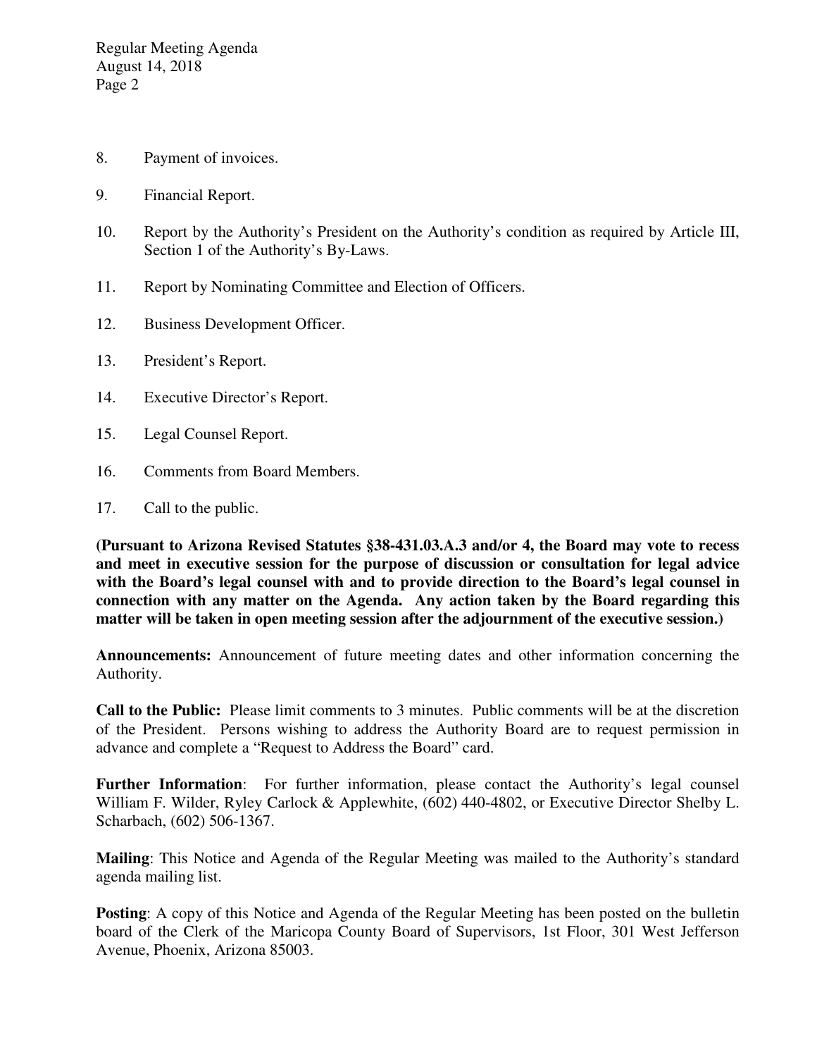8. Payment of invoices.

9. Financial Report.

10. Report by the Authority's President on the Authority's condition as required by Article III, Section 1 of the Authority's By-Laws.

11. Report by Nominating Committee and Election of Officers.

12. Business Development Officer.

13. President's Report.

14. Executive Director's Report.

15. Legal Counsel Report.

16. Comments from Board Members.

17. Call to the public.

**(Pursuant to Arizona Revised Statutes §38-431.03.A.3 and/or 4, the Board may vote to recess and meet in executive session for the purpose of discussion or consultation for legal advice with the Board's legal counsel with and to provide direction to the Board's legal counsel in connection with any matter on the Agenda. Any action taken by the Board regarding this matter will be taken in open meeting session after the adjournment of the executive session.)**

**Announcements:** Announcement of future meeting dates and other information concerning the Authority.

**Call to the Public:** Please limit comments to 3 minutes. Public comments will be at the discretion of the President. Persons wishing to address the Authority Board are to request permission in advance and complete a "Request to Address the Board" card.

**Further Information**: For further information, please contact the Authority's legal counsel William F. Wilder, Ryley Carlock & Applewhite, (602) 440-4802, or Executive Director Shelby L. Scharbach, (602) 506-1367.

**Mailing**: This Notice and Agenda of the Regular Meeting was mailed to the Authority's standard agenda mailing list.

**Posting**: A copy of this Notice and Agenda of the Regular Meeting has been posted on the bulletin board of the Clerk of the Maricopa County Board of Supervisors, 1st Floor, 301 West Jefferson Avenue, Phoenix, Arizona 85003.